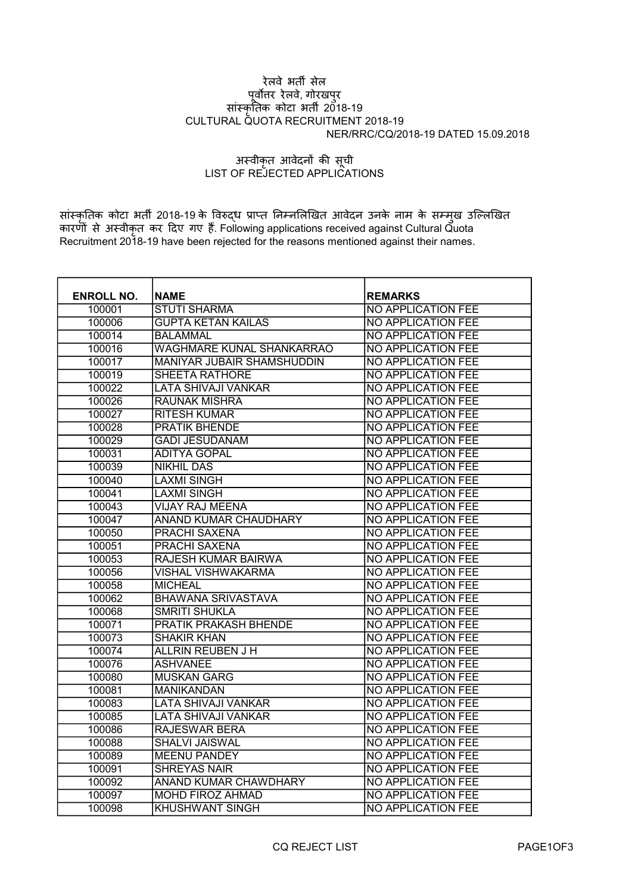रेलवे भर्ती सेल
पूर्वोत्तर रेलवे, गोरखपुर
सांस्कृतिक कोटा भर्ती 2018-19
CULTURAL QUOTA RECRUITMENT 2018-19
NER/RRC/CQ/2018-19 DATED 15.09.2018

अस्वीकृत आवेदनों की सूची
LIST OF REJECTED APPLICATIONS

सांस्कृतिक कोटा भर्ती 2018-19 के विरुद्ध प्राप्त निम्नलिखित आवेदन उनके नाम के सम्मुख उल्लिखित कारणों से अस्वीकृत कर दिए गए हैं. Following applications received against Cultural Quota Recruitment 2018-19 have been rejected for the reasons mentioned against their names.

| ENROLL NO. | NAME | REMARKS |
|---|---|---|
| 100001 | STUTI SHARMA | NO APPLICATION FEE |
| 100006 | GUPTA KETAN KAILAS | NO APPLICATION FEE |
| 100014 | BALAMMAL | NO APPLICATION FEE |
| 100016 | WAGHMARE KUNAL SHANKARRAO | NO APPLICATION FEE |
| 100017 | MANIYAR JUBAIR SHAMSHUDDIN | NO APPLICATION FEE |
| 100019 | SHEETA RATHORE | NO APPLICATION FEE |
| 100022 | LATA SHIVAJI VANKAR | NO APPLICATION FEE |
| 100026 | RAUNAK MISHRA | NO APPLICATION FEE |
| 100027 | RITESH KUMAR | NO APPLICATION FEE |
| 100028 | PRATIK BHENDE | NO APPLICATION FEE |
| 100029 | GADI JESUDANAM | NO APPLICATION FEE |
| 100031 | ADITYA GOPAL | NO APPLICATION FEE |
| 100039 | NIKHIL DAS | NO APPLICATION FEE |
| 100040 | LAXMI SINGH | NO APPLICATION FEE |
| 100041 | LAXMI SINGH | NO APPLICATION FEE |
| 100043 | VIJAY RAJ MEENA | NO APPLICATION FEE |
| 100047 | ANAND KUMAR CHAUDHARY | NO APPLICATION FEE |
| 100050 | PRACHI SAXENA | NO APPLICATION FEE |
| 100051 | PRACHI SAXENA | NO APPLICATION FEE |
| 100053 | RAJESH KUMAR BAIRWA | NO APPLICATION FEE |
| 100056 | VISHAL VISHWAKARMA | NO APPLICATION FEE |
| 100058 | MICHEAL | NO APPLICATION FEE |
| 100062 | BHAWANA SRIVASTAVA | NO APPLICATION FEE |
| 100068 | SMRITI SHUKLA | NO APPLICATION FEE |
| 100071 | PRATIK PRAKASH BHENDE | NO APPLICATION FEE |
| 100073 | SHAKIR KHAN | NO APPLICATION FEE |
| 100074 | ALLRIN REUBEN J H | NO APPLICATION FEE |
| 100076 | ASHVANEE | NO APPLICATION FEE |
| 100080 | MUSKAN GARG | NO APPLICATION FEE |
| 100081 | MANIKANDAN | NO APPLICATION FEE |
| 100083 | LATA SHIVAJI VANKAR | NO APPLICATION FEE |
| 100085 | LATA SHIVAJI VANKAR | NO APPLICATION FEE |
| 100086 | RAJESWAR BERA | NO APPLICATION FEE |
| 100088 | SHALVI JAISWAL | NO APPLICATION FEE |
| 100089 | MEENU PANDEY | NO APPLICATION FEE |
| 100091 | SHREYAS NAIR | NO APPLICATION FEE |
| 100092 | ANAND KUMAR CHAWDHARY | NO APPLICATION FEE |
| 100097 | MOHD FIROZ AHMAD | NO APPLICATION FEE |
| 100098 | KHUSHWANT SINGH | NO APPLICATION FEE |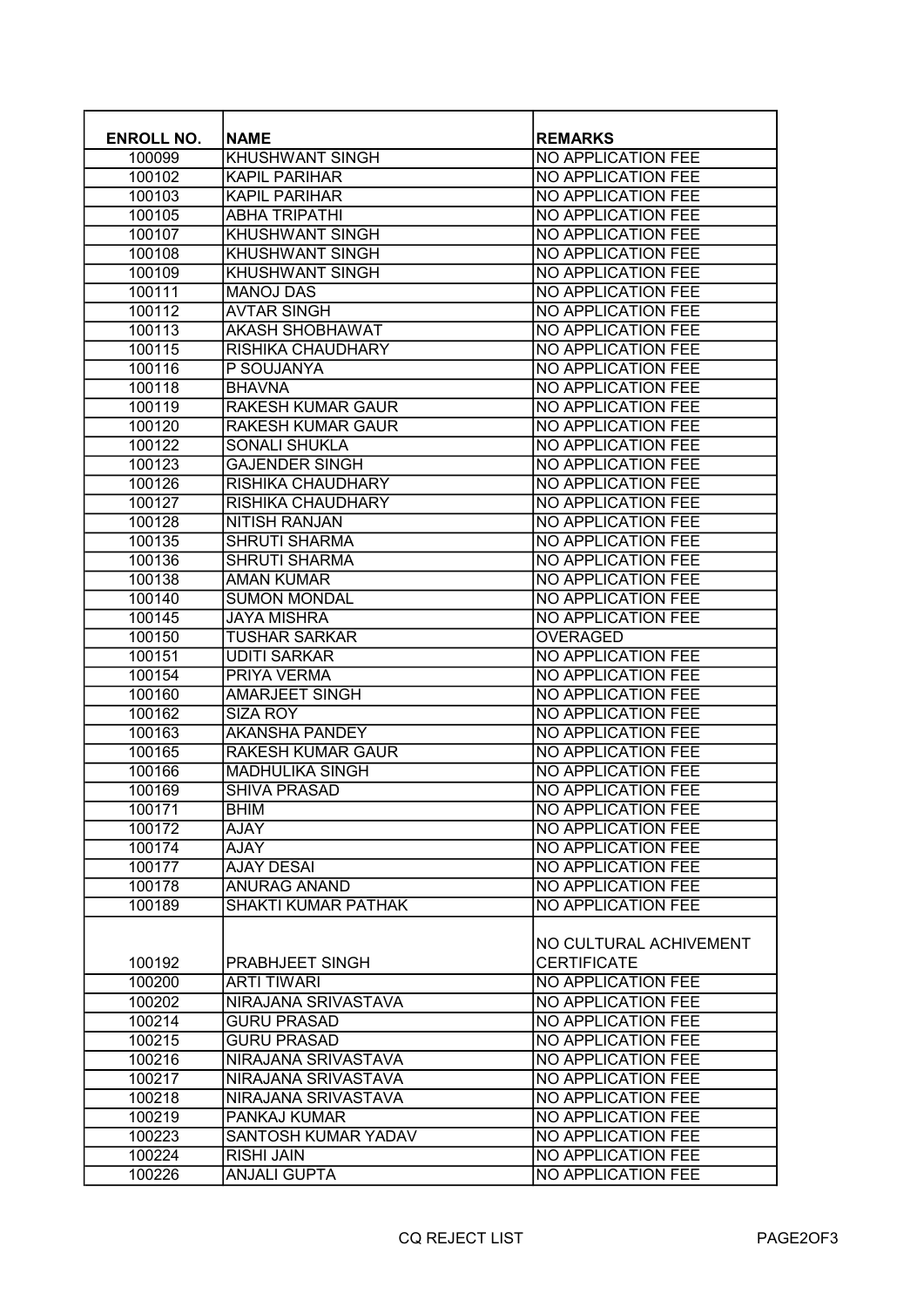| ENROLL NO. | NAME | REMARKS |
|---|---|---|
| 100099 | KHUSHWANT SINGH | NO APPLICATION FEE |
| 100102 | KAPIL PARIHAR | NO APPLICATION FEE |
| 100103 | KAPIL PARIHAR | NO APPLICATION FEE |
| 100105 | ABHA TRIPATHI | NO APPLICATION FEE |
| 100107 | KHUSHWANT SINGH | NO APPLICATION FEE |
| 100108 | KHUSHWANT SINGH | NO APPLICATION FEE |
| 100109 | KHUSHWANT SINGH | NO APPLICATION FEE |
| 100111 | MANOJ DAS | NO APPLICATION FEE |
| 100112 | AVTAR SINGH | NO APPLICATION FEE |
| 100113 | AKASH SHOBHAWAT | NO APPLICATION FEE |
| 100115 | RISHIKA CHAUDHARY | NO APPLICATION FEE |
| 100116 | P SOUJANYA | NO APPLICATION FEE |
| 100118 | BHAVNA | NO APPLICATION FEE |
| 100119 | RAKESH KUMAR GAUR | NO APPLICATION FEE |
| 100120 | RAKESH KUMAR GAUR | NO APPLICATION FEE |
| 100122 | SONALI SHUKLA | NO APPLICATION FEE |
| 100123 | GAJENDER SINGH | NO APPLICATION FEE |
| 100126 | RISHIKA CHAUDHARY | NO APPLICATION FEE |
| 100127 | RISHIKA CHAUDHARY | NO APPLICATION FEE |
| 100128 | NITISH RANJAN | NO APPLICATION FEE |
| 100135 | SHRUTI SHARMA | NO APPLICATION FEE |
| 100136 | SHRUTI SHARMA | NO APPLICATION FEE |
| 100138 | AMAN KUMAR | NO APPLICATION FEE |
| 100140 | SUMON MONDAL | NO APPLICATION FEE |
| 100145 | JAYA MISHRA | NO APPLICATION FEE |
| 100150 | TUSHAR SARKAR | OVERAGED |
| 100151 | UDITI SARKAR | NO APPLICATION FEE |
| 100154 | PRIYA VERMA | NO APPLICATION FEE |
| 100160 | AMARJEET SINGH | NO APPLICATION FEE |
| 100162 | SIZA ROY | NO APPLICATION FEE |
| 100163 | AKANSHA PANDEY | NO APPLICATION FEE |
| 100165 | RAKESH KUMAR GAUR | NO APPLICATION FEE |
| 100166 | MADHULIKA SINGH | NO APPLICATION FEE |
| 100169 | SHIVA PRASAD | NO APPLICATION FEE |
| 100171 | BHIM | NO APPLICATION FEE |
| 100172 | AJAY | NO APPLICATION FEE |
| 100174 | AJAY | NO APPLICATION FEE |
| 100177 | AJAY DESAI | NO APPLICATION FEE |
| 100178 | ANURAG ANAND | NO APPLICATION FEE |
| 100189 | SHAKTI KUMAR PATHAK | NO APPLICATION FEE |
| 100192 | PRABHJEET SINGH | NO CULTURAL ACHIVEMENT CERTIFICATE |
| 100200 | ARTI TIWARI | NO APPLICATION FEE |
| 100202 | NIRAJANA SRIVASTAVA | NO APPLICATION FEE |
| 100214 | GURU PRASAD | NO APPLICATION FEE |
| 100215 | GURU PRASAD | NO APPLICATION FEE |
| 100216 | NIRAJANA SRIVASTAVA | NO APPLICATION FEE |
| 100217 | NIRAJANA SRIVASTAVA | NO APPLICATION FEE |
| 100218 | NIRAJANA SRIVASTAVA | NO APPLICATION FEE |
| 100219 | PANKAJ KUMAR | NO APPLICATION FEE |
| 100223 | SANTOSH KUMAR YADAV | NO APPLICATION FEE |
| 100224 | RISHI JAIN | NO APPLICATION FEE |
| 100226 | ANJALI GUPTA | NO APPLICATION FEE |

CQ REJECT LIST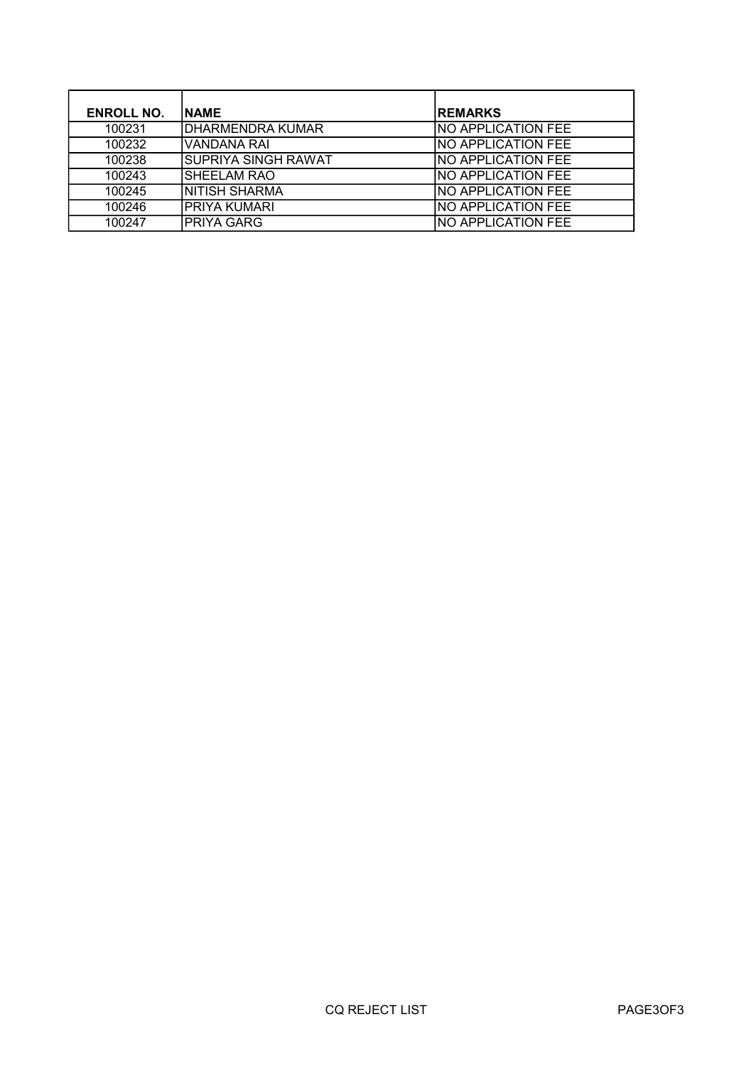| ENROLL NO. | NAME | REMARKS |
|---|---|---|
| 100231 | DHARMENDRA KUMAR | NO APPLICATION FEE |
| 100232 | VANDANA RAI | NO APPLICATION FEE |
| 100238 | SUPRIYA SINGH RAWAT | NO APPLICATION FEE |
| 100243 | SHEELAM RAO | NO APPLICATION FEE |
| 100245 | NITISH SHARMA | NO APPLICATION FEE |
| 100246 | PRIYA KUMARI | NO APPLICATION FEE |
| 100247 | PRIYA GARG | NO APPLICATION FEE |